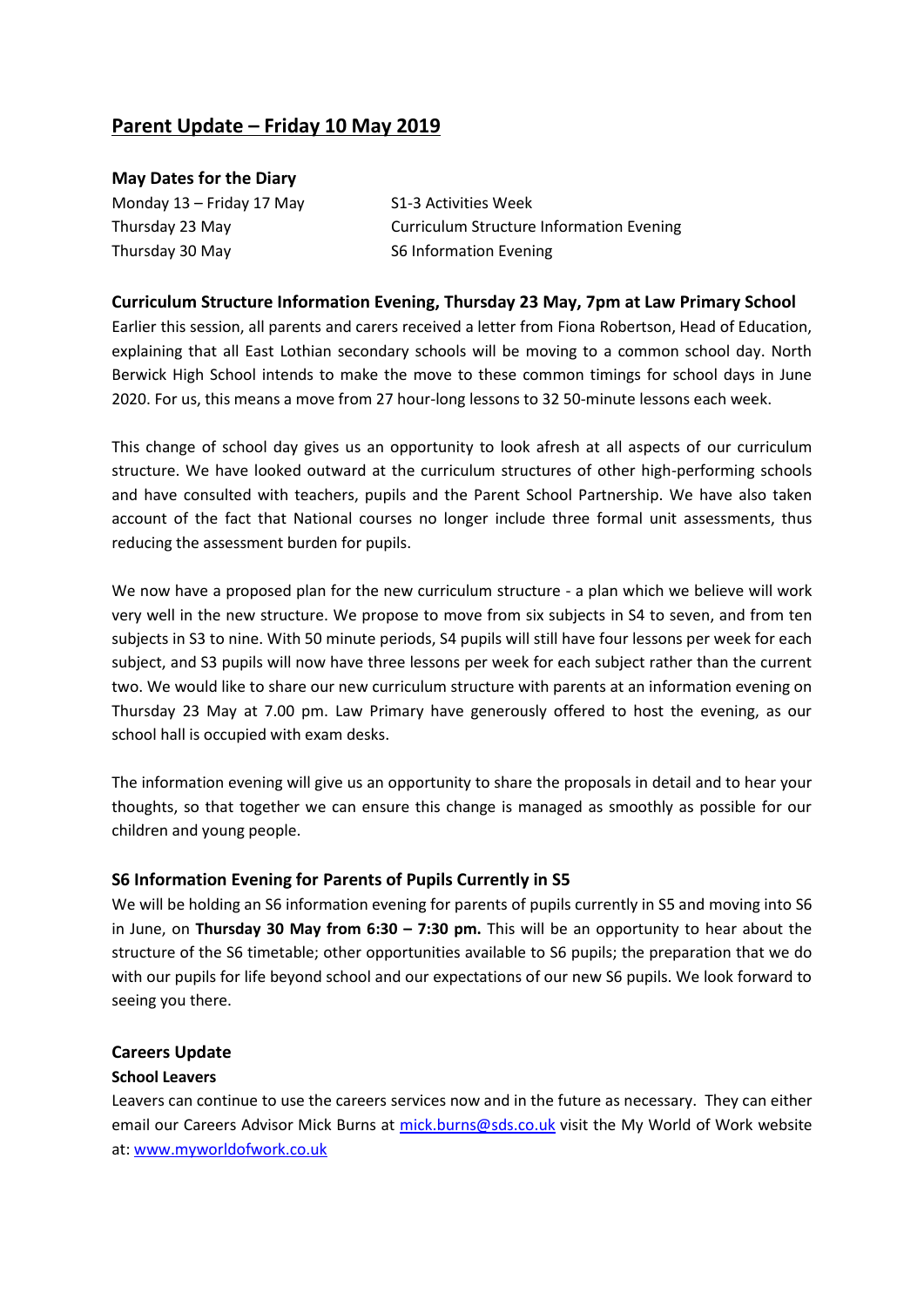# Parent Update – Friday 10 May 2019

### May Dates for the Diary

| | |
|---|---|
| Monday 13 – Friday 17 May | S1-3 Activities Week |
| Thursday 23 May | Curriculum Structure Information Evening |
| Thursday 30 May | S6 Information Evening |

### Curriculum Structure Information Evening, Thursday 23 May, 7pm at Law Primary School

Earlier this session, all parents and carers received a letter from Fiona Robertson, Head of Education, explaining that all East Lothian secondary schools will be moving to a common school day. North Berwick High School intends to make the move to these common timings for school days in June 2020. For us, this means a move from 27 hour-long lessons to 32 50-minute lessons each week.

This change of school day gives us an opportunity to look afresh at all aspects of our curriculum structure. We have looked outward at the curriculum structures of other high-performing schools and have consulted with teachers, pupils and the Parent School Partnership. We have also taken account of the fact that National courses no longer include three formal unit assessments, thus reducing the assessment burden for pupils.

We now have a proposed plan for the new curriculum structure - a plan which we believe will work very well in the new structure. We propose to move from six subjects in S4 to seven, and from ten subjects in S3 to nine. With 50 minute periods, S4 pupils will still have four lessons per week for each subject, and S3 pupils will now have three lessons per week for each subject rather than the current two. We would like to share our new curriculum structure with parents at an information evening on Thursday 23 May at 7.00 pm. Law Primary have generously offered to host the evening, as our school hall is occupied with exam desks.

The information evening will give us an opportunity to share the proposals in detail and to hear your thoughts, so that together we can ensure this change is managed as smoothly as possible for our children and young people.

### S6 Information Evening for Parents of Pupils Currently in S5

We will be holding an S6 information evening for parents of pupils currently in S5 and moving into S6 in June, on **Thursday 30 May from 6:30 – 7:30 pm.** This will be an opportunity to hear about the structure of the S6 timetable; other opportunities available to S6 pupils; the preparation that we do with our pupils for life beyond school and our expectations of our new S6 pupils. We look forward to seeing you there.

### Careers Update

#### School Leavers

Leavers can continue to use the careers services now and in the future as necessary. They can either email our Careers Advisor Mick Burns at mick.burns@sds.co.uk visit the My World of Work website at: www.myworldofwork.co.uk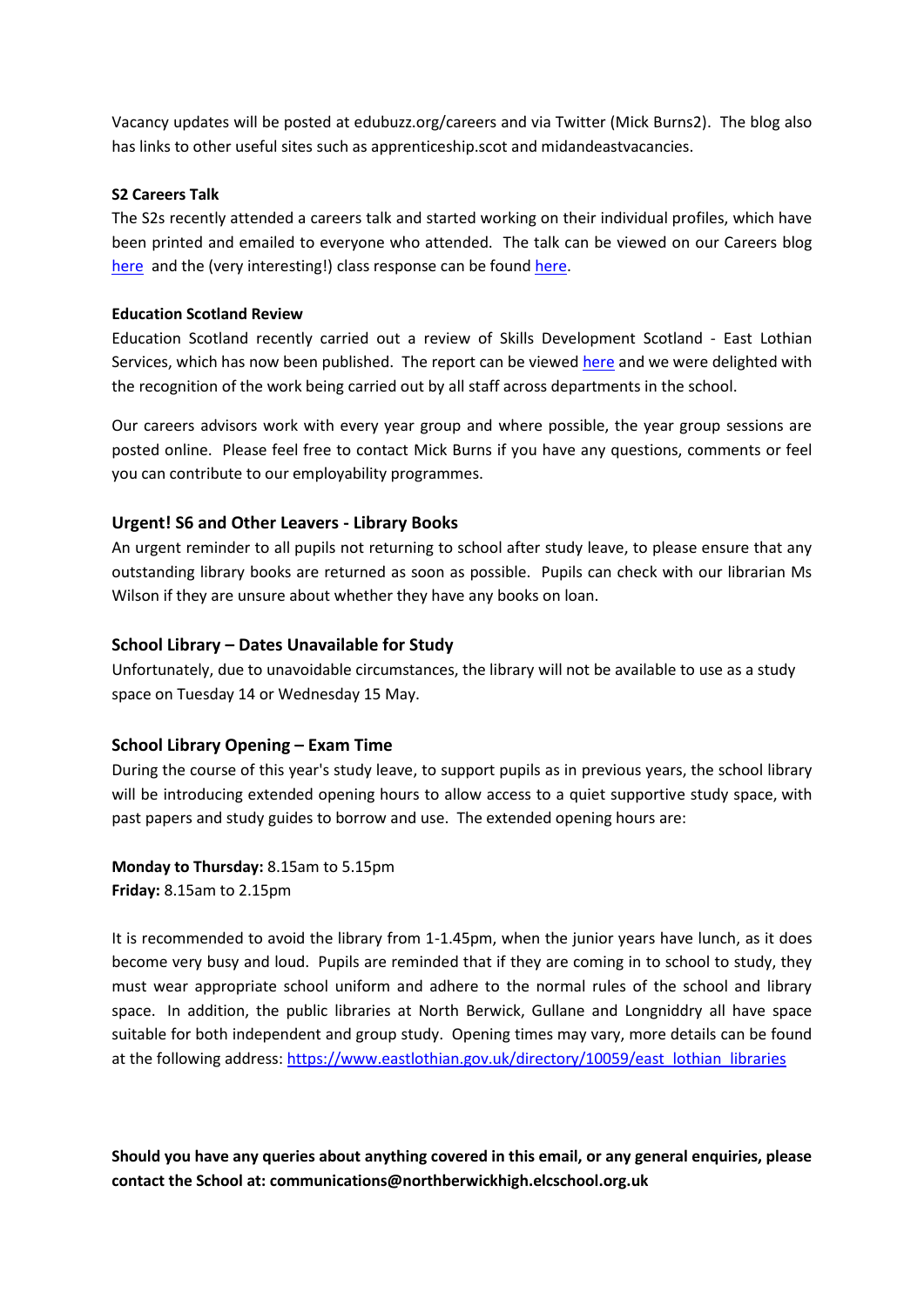Vacancy updates will be posted at edubuzz.org/careers and via Twitter (Mick Burns2). The blog also has links to other useful sites such as apprenticeship.scot and midandeastvacancies.

**S2 Careers Talk**

The S2s recently attended a careers talk and started working on their individual profiles, which have been printed and emailed to everyone who attended. The talk can be viewed on our Careers blog here and the (very interesting!) class response can be found here.

**Education Scotland Review**

Education Scotland recently carried out a review of Skills Development Scotland - East Lothian Services, which has now been published. The report can be viewed here and we were delighted with the recognition of the work being carried out by all staff across departments in the school.

Our careers advisors work with every year group and where possible, the year group sessions are posted online. Please feel free to contact Mick Burns if you have any questions, comments or feel you can contribute to our employability programmes.

### Urgent! S6 and Other Leavers - Library Books

An urgent reminder to all pupils not returning to school after study leave, to please ensure that any outstanding library books are returned as soon as possible. Pupils can check with our librarian Ms Wilson if they are unsure about whether they have any books on loan.

### School Library – Dates Unavailable for Study

Unfortunately, due to unavoidable circumstances, the library will not be available to use as a study space on Tuesday 14 or Wednesday 15 May.

### School Library Opening – Exam Time

During the course of this year's study leave, to support pupils as in previous years, the school library will be introducing extended opening hours to allow access to a quiet supportive study space, with past papers and study guides to borrow and use. The extended opening hours are:

**Monday to Thursday:** 8.15am to 5.15pm
**Friday:** 8.15am to 2.15pm

It is recommended to avoid the library from 1-1.45pm, when the junior years have lunch, as it does become very busy and loud. Pupils are reminded that if they are coming in to school to study, they must wear appropriate school uniform and adhere to the normal rules of the school and library space. In addition, the public libraries at North Berwick, Gullane and Longniddry all have space suitable for both independent and group study. Opening times may vary, more details can be found at the following address: https://www.eastlothian.gov.uk/directory/10059/east_lothian_libraries

**Should you have any queries about anything covered in this email, or any general enquiries, please contact the School at: communications@northberwickhigh.elcschool.org.uk**